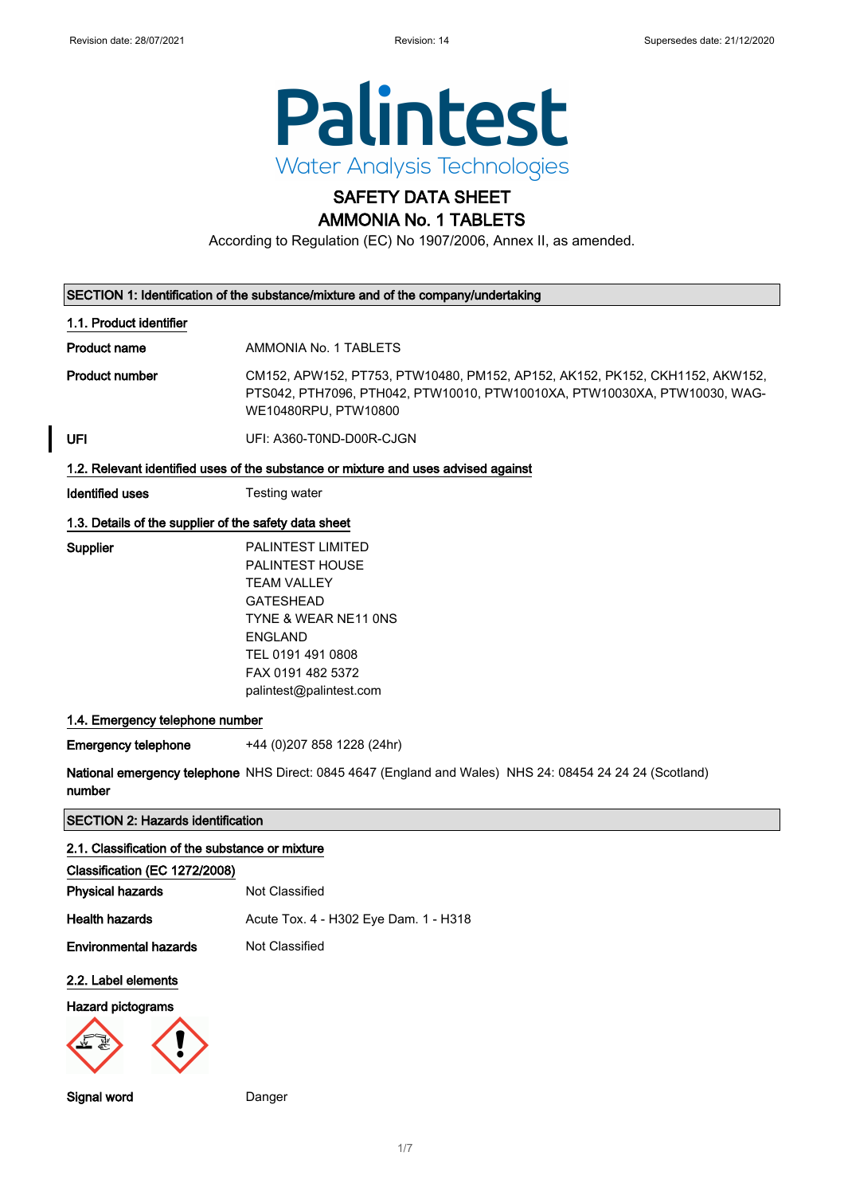# Palintest

Water Analysis Technologies

# SAFETY DATA SHEET
# AMMONIA No. 1 TABLETS

According to Regulation (EC) No 1907/2006, Annex II, as amended.

## SECTION 1: Identification of the substance/mixture and of the company/undertaking

### 1.1. Product identifier

**Product name** AMMONIA No. 1 TABLETS

**Product number** CM152, APW152, PT753, PTW10480, PM152, AP152, AK152, PK152, CKH1152, AKW152, PTS042, PTH7096, PTH042, PTW10010, PTW10010XA, PTW10030XA, PTW10030, WAG-WE10480RPU, PTW10800

**UFI** UFI: A360-T0ND-D00R-CJGN

### 1.2. Relevant identified uses of the substance or mixture and uses advised against

**Identified uses** Testing water

### 1.3. Details of the supplier of the safety data sheet

**Supplier**
PALINTEST LIMITED
PALINTEST HOUSE
TEAM VALLEY
GATESHEAD
TYNE & WEAR NE11 0NS
ENGLAND
TEL 0191 491 0808
FAX 0191 482 5372
palintest@palintest.com

### 1.4. Emergency telephone number

**Emergency telephone** +44 (0)207 858 1228 (24hr)

**National emergency telephone number** NHS Direct: 0845 4647 (England and Wales) NHS 24: 08454 24 24 24 (Scotland)

## SECTION 2: Hazards identification

### 2.1. Classification of the substance or mixture

**Classification (EC 1272/2008)**

**Physical hazards** Not Classified

**Health hazards** Acute Tox. 4 - H302 Eye Dam. 1 - H318

**Environmental hazards** Not Classified

### 2.2. Label elements

**Hazard pictograms**

**Signal word** Danger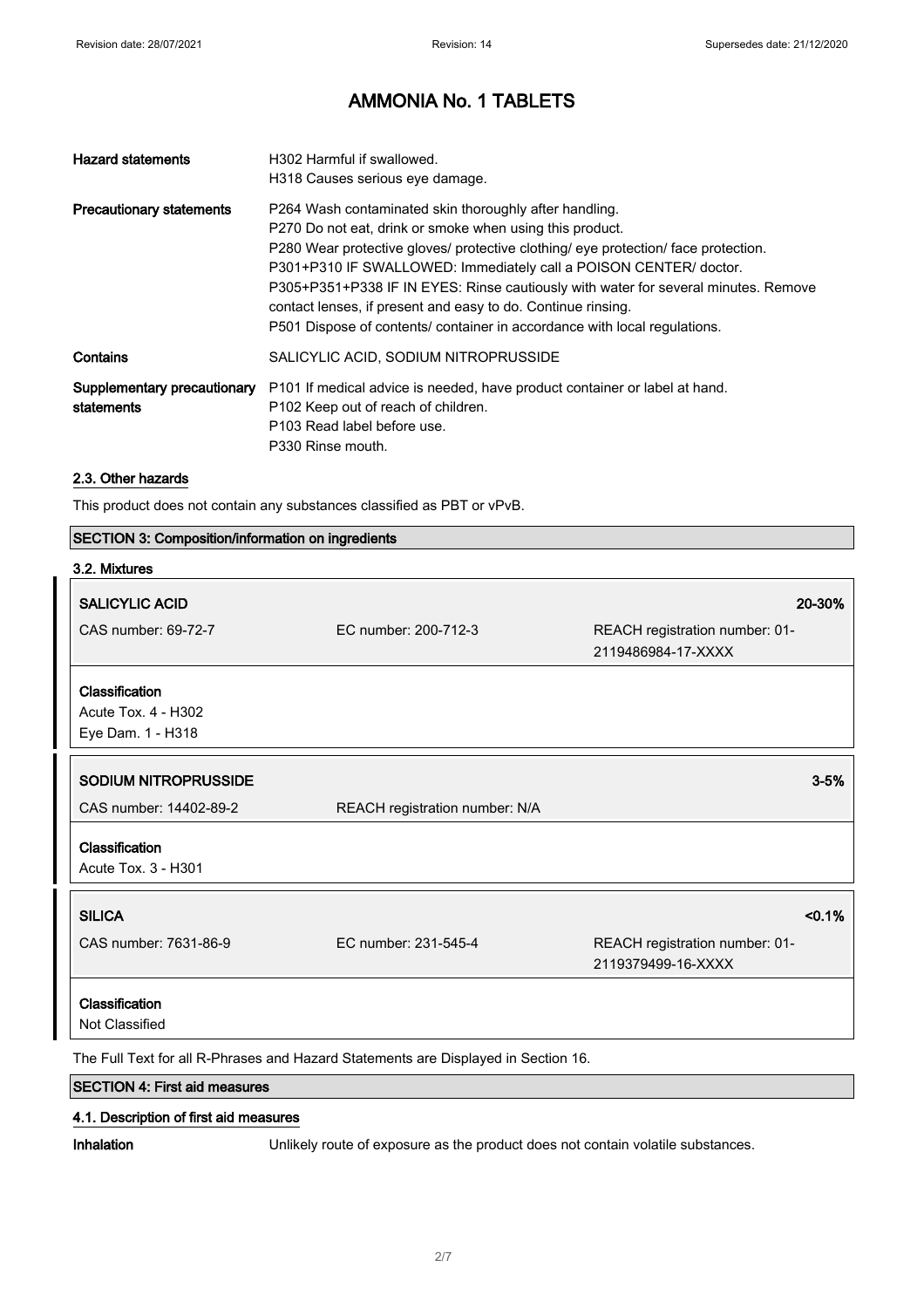# AMMONIA No. 1 TABLETS

| | |
|---|---|
| **Hazard statements** | H302 Harmful if swallowed.<br>H318 Causes serious eye damage. |
| **Precautionary statements** | P264 Wash contaminated skin thoroughly after handling.<br>P270 Do not eat, drink or smoke when using this product.<br>P280 Wear protective gloves/ protective clothing/ eye protection/ face protection.<br>P301+P310 IF SWALLOWED: Immediately call a POISON CENTER/ doctor.<br>P305+P351+P338 IF IN EYES: Rinse cautiously with water for several minutes. Remove contact lenses, if present and easy to do. Continue rinsing.<br>P501 Dispose of contents/ container in accordance with local regulations. |
| **Contains** | SALICYLIC ACID, SODIUM NITROPRUSSIDE |
| **Supplementary precautionary statements** | P101 If medical advice is needed, have product container or label at hand.<br>P102 Keep out of reach of children.<br>P103 Read label before use.<br>P330 Rinse mouth. |

### 2.3. Other hazards

This product does not contain any substances classified as PBT or vPvB.

## SECTION 3: Composition/information on ingredients

### 3.2. Mixtures

| **SALICYLIC ACID** | | **20-30%** |
|---|---|---|
| CAS number: 69-72-7 | EC number: 200-712-3 | REACH registration number: 01-2119486984-17-XXXX |

**Classification**
Acute Tox. 4 - H302
Eye Dam. 1 - H318

| **SODIUM NITROPRUSSIDE** | | **3-5%** |
|---|---|---|
| CAS number: 14402-89-2 | REACH registration number: N/A | |

**Classification**
Acute Tox. 3 - H301

| **SILICA** | | **<0.1%** |
|---|---|---|
| CAS number: 7631-86-9 | EC number: 231-545-4 | REACH registration number: 01-2119379499-16-XXXX |

**Classification**
Not Classified

The Full Text for all R-Phrases and Hazard Statements are Displayed in Section 16.

## SECTION 4: First aid measures

### 4.1. Description of first aid measures

| | |
|---|---|
| **Inhalation** | Unlikely route of exposure as the product does not contain volatile substances. |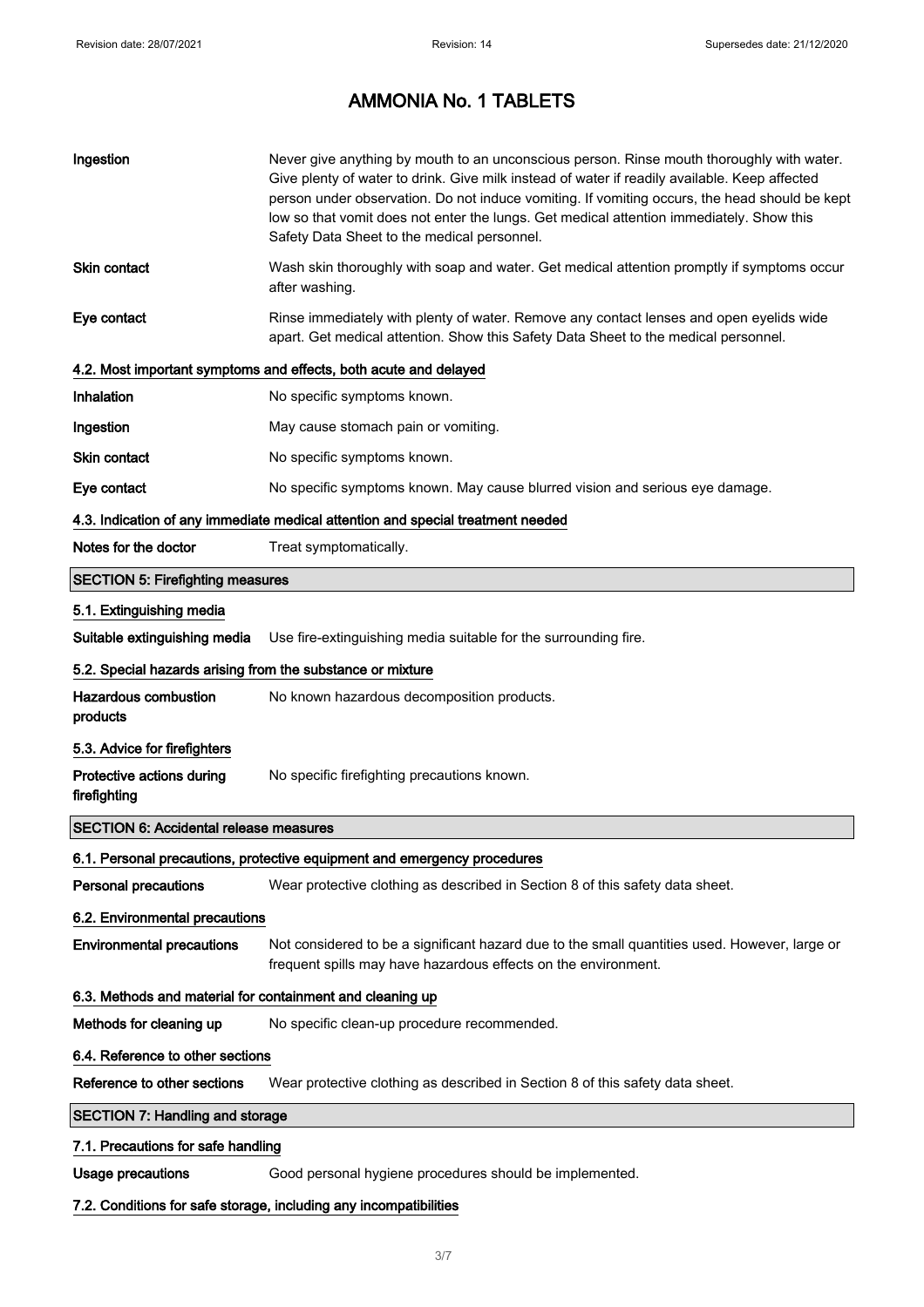| | |
|---|---|
| **Ingestion** | Never give anything by mouth to an unconscious person. Rinse mouth thoroughly with water. Give plenty of water to drink. Give milk instead of water if readily available. Keep affected person under observation. Do not induce vomiting. If vomiting occurs, the head should be kept low so that vomit does not enter the lungs. Get medical attention immediately. Show this Safety Data Sheet to the medical personnel. |
| **Skin contact** | Wash skin thoroughly with soap and water. Get medical attention promptly if symptoms occur after washing. |
| **Eye contact** | Rinse immediately with plenty of water. Remove any contact lenses and open eyelids wide apart. Get medical attention. Show this Safety Data Sheet to the medical personnel. |

### 4.2. Most important symptoms and effects, both acute and delayed

| | |
|---|---|
| **Inhalation** | No specific symptoms known. |
| **Ingestion** | May cause stomach pain or vomiting. |
| **Skin contact** | No specific symptoms known. |
| **Eye contact** | No specific symptoms known. May cause blurred vision and serious eye damage. |

### 4.3. Indication of any immediate medical attention and special treatment needed

| | |
|---|---|
| **Notes for the doctor** | Treat symptomatically. |

## SECTION 5: Firefighting measures

### 5.1. Extinguishing media

| | |
|---|---|
| **Suitable extinguishing media** | Use fire-extinguishing media suitable for the surrounding fire. |

### 5.2. Special hazards arising from the substance or mixture

| | |
|---|---|
| **Hazardous combustion products** | No known hazardous decomposition products. |

### 5.3. Advice for firefighters

| | |
|---|---|
| **Protective actions during firefighting** | No specific firefighting precautions known. |

## SECTION 6: Accidental release measures

### 6.1. Personal precautions, protective equipment and emergency procedures

| | |
|---|---|
| **Personal precautions** | Wear protective clothing as described in Section 8 of this safety data sheet. |

### 6.2. Environmental precautions

| | |
|---|---|
| **Environmental precautions** | Not considered to be a significant hazard due to the small quantities used. However, large or frequent spills may have hazardous effects on the environment. |

### 6.3. Methods and material for containment and cleaning up

| | |
|---|---|
| **Methods for cleaning up** | No specific clean-up procedure recommended. |

### 6.4. Reference to other sections

| | |
|---|---|
| **Reference to other sections** | Wear protective clothing as described in Section 8 of this safety data sheet. |

## SECTION 7: Handling and storage

### 7.1. Precautions for safe handling

| | |
|---|---|
| **Usage precautions** | Good personal hygiene procedures should be implemented. |

### 7.2. Conditions for safe storage, including any incompatibilities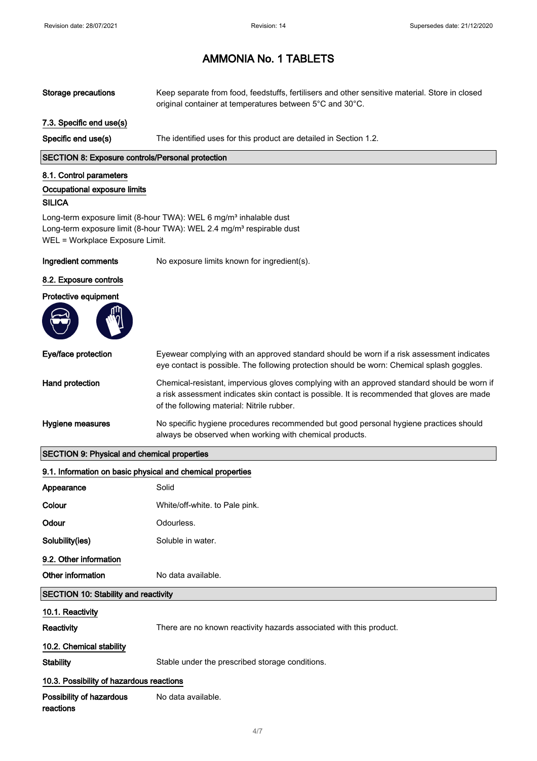# AMMONIA No. 1 TABLETS

| | |
|---|---|
| **Storage precautions** | Keep separate from food, feedstuffs, fertilisers and other sensitive material. Store in closed original container at temperatures between 5°C and 30°C. |

### 7.3. Specific end use(s)

| | |
|---|---|
| **Specific end use(s)** | The identified uses for this product are detailed in Section 1.2. |

## SECTION 8: Exposure controls/Personal protection

### 8.1. Control parameters

#### Occupational exposure limits

**SILICA**

Long-term exposure limit (8-hour TWA): WEL 6 mg/m³ inhalable dust
Long-term exposure limit (8-hour TWA): WEL 2.4 mg/m³ respirable dust
WEL = Workplace Exposure Limit.

| | |
|---|---|
| **Ingredient comments** | No exposure limits known for ingredient(s). |

### 8.2. Exposure controls

#### Protective equipment

| | |
|---|---|
| **Eye/face protection** | Eyewear complying with an approved standard should be worn if a risk assessment indicates eye contact is possible. The following protection should be worn: Chemical splash goggles. |
| **Hand protection** | Chemical-resistant, impervious gloves complying with an approved standard should be worn if a risk assessment indicates skin contact is possible. It is recommended that gloves are made of the following material: Nitrile rubber. |
| **Hygiene measures** | No specific hygiene procedures recommended but good personal hygiene practices should always be observed when working with chemical products. |

## SECTION 9: Physical and chemical properties

### 9.1. Information on basic physical and chemical properties

| | |
|---|---|
| **Appearance** | Solid |
| **Colour** | White/off-white. to Pale pink. |
| **Odour** | Odourless. |
| **Solubility(ies)** | Soluble in water. |

### 9.2. Other information

| | |
|---|---|
| **Other information** | No data available. |

## SECTION 10: Stability and reactivity

### 10.1. Reactivity

| | |
|---|---|
| **Reactivity** | There are no known reactivity hazards associated with this product. |

### 10.2. Chemical stability

| | |
|---|---|
| **Stability** | Stable under the prescribed storage conditions. |

### 10.3. Possibility of hazardous reactions

| | |
|---|---|
| **Possibility of hazardous reactions** | No data available. |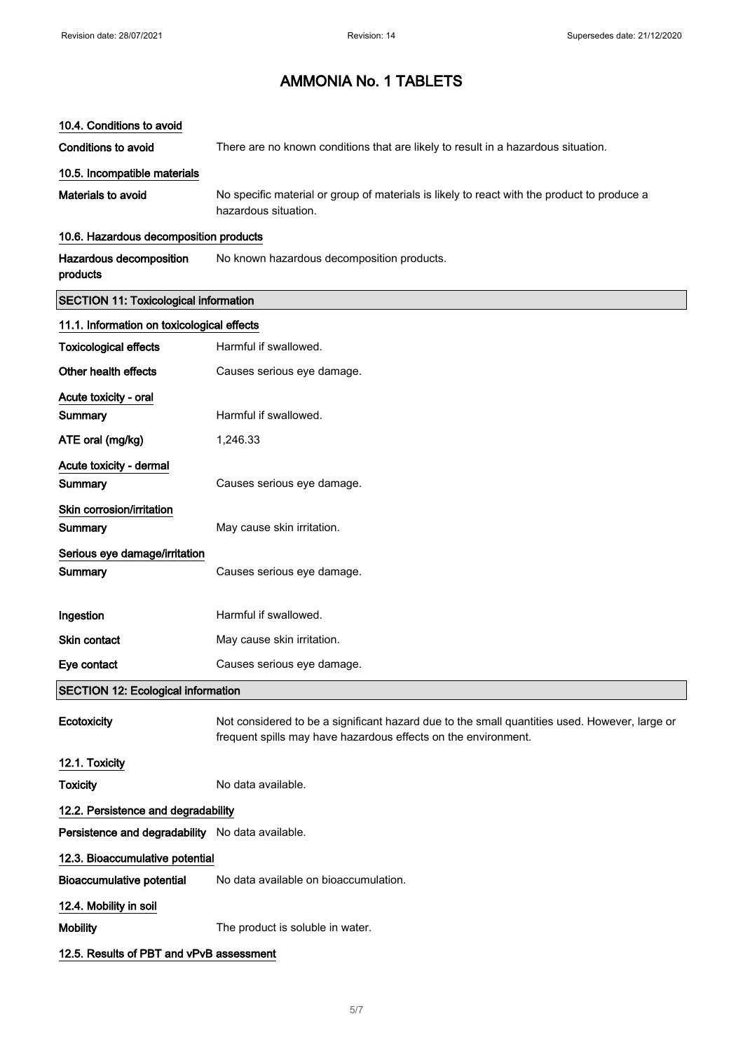# AMMONIA No. 1 TABLETS

### 10.4. Conditions to avoid

**Conditions to avoid** There are no known conditions that are likely to result in a hazardous situation.

### 10.5. Incompatible materials

**Materials to avoid** No specific material or group of materials is likely to react with the product to produce a hazardous situation.

### 10.6. Hazardous decomposition products

**Hazardous decomposition products** No known hazardous decomposition products.

## SECTION 11: Toxicological information

### 11.1. Information on toxicological effects

**Toxicological effects** Harmful if swallowed.

**Other health effects** Causes serious eye damage.

**Acute toxicity - oral**

**Summary** Harmful if swallowed.

**ATE oral (mg/kg)** 1,246.33

**Acute toxicity - dermal**

**Summary** Causes serious eye damage.

**Skin corrosion/irritation**

**Summary** May cause skin irritation.

**Serious eye damage/irritation**

**Summary** Causes serious eye damage.

**Ingestion** Harmful if swallowed.

**Skin contact** May cause skin irritation.

**Eye contact** Causes serious eye damage.

## SECTION 12: Ecological information

**Ecotoxicity** Not considered to be a significant hazard due to the small quantities used. However, large or frequent spills may have hazardous effects on the environment.

### 12.1. Toxicity

**Toxicity** No data available.

### 12.2. Persistence and degradability

**Persistence and degradability** No data available.

### 12.3. Bioaccumulative potential

**Bioaccumulative potential** No data available on bioaccumulation.

### 12.4. Mobility in soil

**Mobility** The product is soluble in water.

### 12.5. Results of PBT and vPvB assessment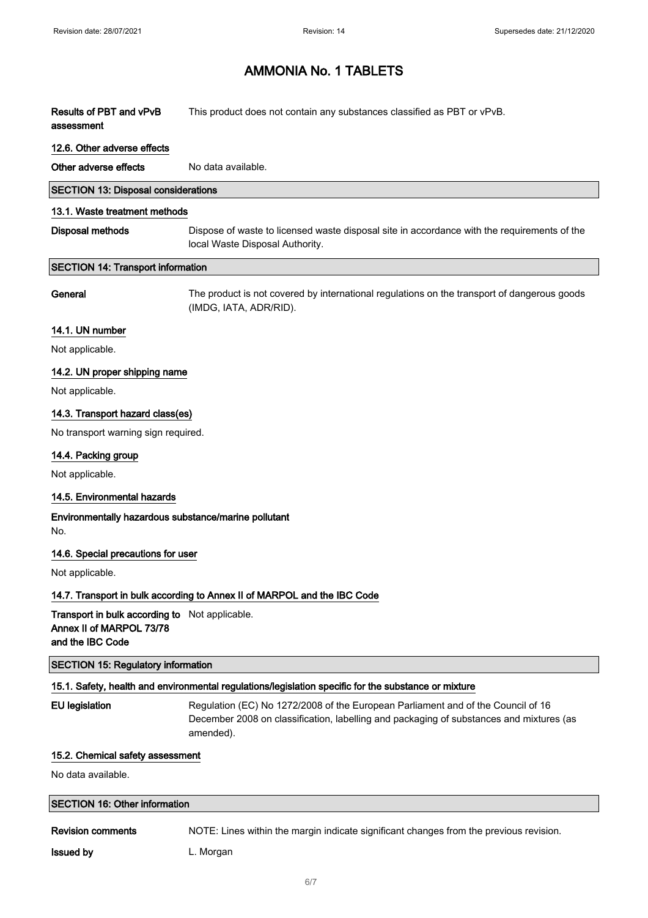# AMMONIA No. 1 TABLETS

**Results of PBT and vPvB assessment** This product does not contain any substances classified as PBT or vPvB.

### 12.6. Other adverse effects

**Other adverse effects** No data available.

## SECTION 13: Disposal considerations

### 13.1. Waste treatment methods

**Disposal methods** Dispose of waste to licensed waste disposal site in accordance with the requirements of the local Waste Disposal Authority.

## SECTION 14: Transport information

**General** The product is not covered by international regulations on the transport of dangerous goods (IMDG, IATA, ADR/RID).

### 14.1. UN number

Not applicable.

### 14.2. UN proper shipping name

Not applicable.

### 14.3. Transport hazard class(es)

No transport warning sign required.

### 14.4. Packing group

Not applicable.

### 14.5. Environmental hazards

**Environmentally hazardous substance/marine pollutant**

No.

### 14.6. Special precautions for user

Not applicable.

### 14.7. Transport in bulk according to Annex II of MARPOL and the IBC Code

**Transport in bulk according to Annex II of MARPOL 73/78 and the IBC Code** Not applicable.

## SECTION 15: Regulatory information

### 15.1. Safety, health and environmental regulations/legislation specific for the substance or mixture

**EU legislation** Regulation (EC) No 1272/2008 of the European Parliament and of the Council of 16 December 2008 on classification, labelling and packaging of substances and mixtures (as amended).

### 15.2. Chemical safety assessment

No data available.

## SECTION 16: Other information

**Revision comments** NOTE: Lines within the margin indicate significant changes from the previous revision.

**Issued by** L. Morgan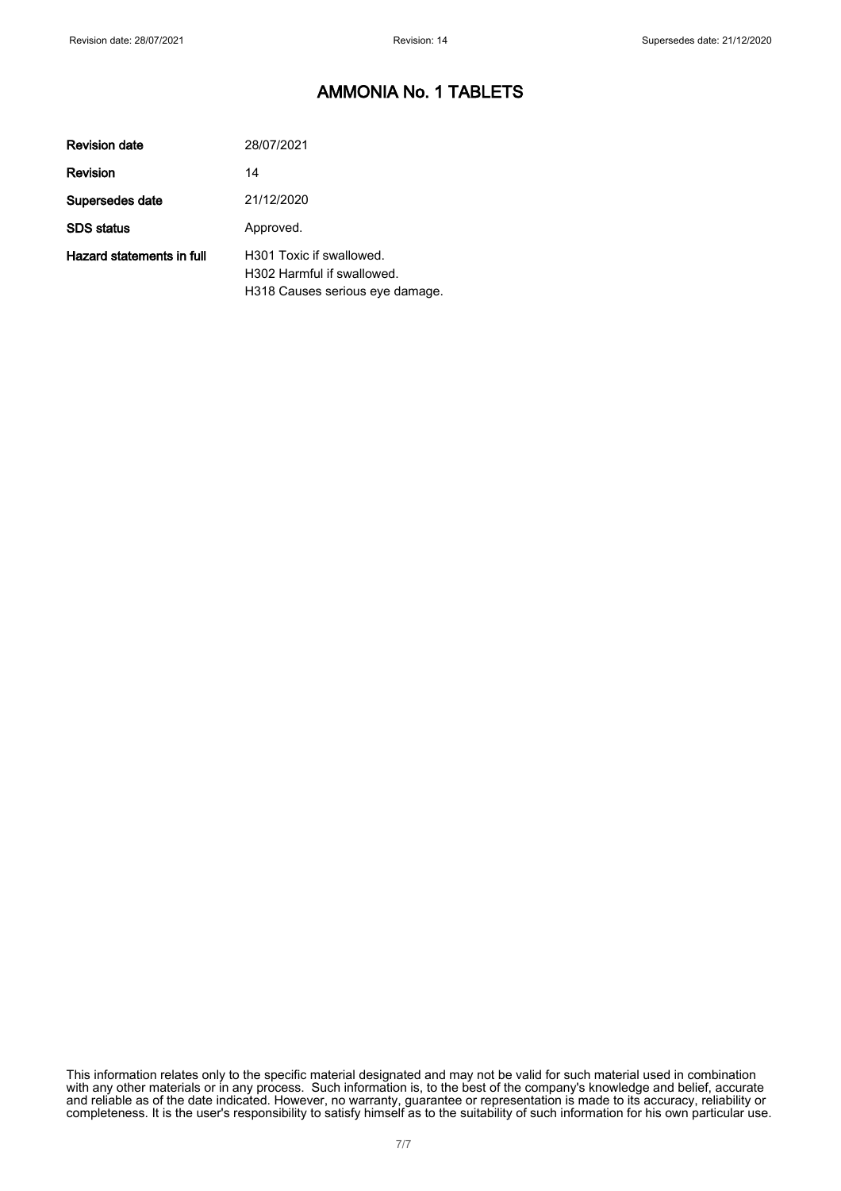# AMMONIA No. 1 TABLETS

| | |
|---|---|
| **Revision date** | 28/07/2021 |
| **Revision** | 14 |
| **Supersedes date** | 21/12/2020 |
| **SDS status** | Approved. |
| **Hazard statements in full** | H301 Toxic if swallowed.<br>H302 Harmful if swallowed.<br>H318 Causes serious eye damage. |

This information relates only to the specific material designated and may not be valid for such material used in combination with any other materials or in any process. Such information is, to the best of the company's knowledge and belief, accurate and reliable as of the date indicated. However, no warranty, guarantee or representation is made to its accuracy, reliability or completeness. It is the user's responsibility to satisfy himself as to the suitability of such information for his own particular use.